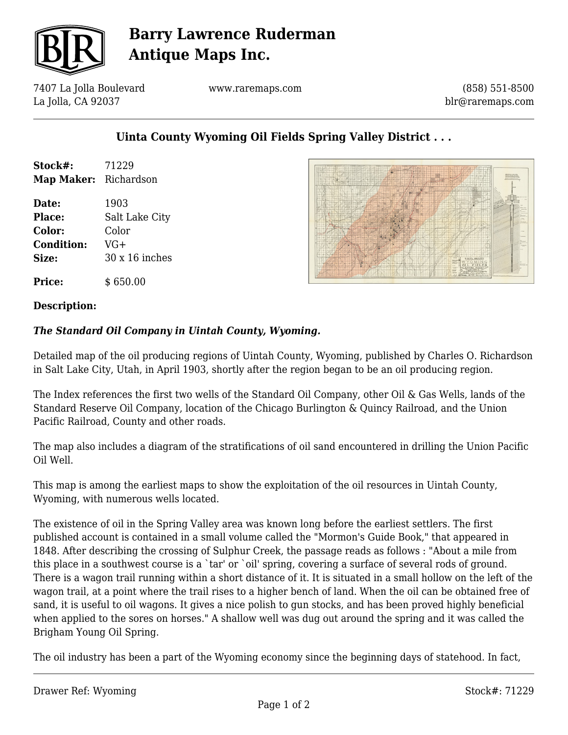# Uinta County Wyoming Oil Fields Spring Valley District . . .

**Stock#:** 71229
**Map Maker:** Richardson

**Date:** 1903
**Place:** Salt Lake City
**Color:** Color
**Condition:** VG+
**Size:** 30 x 16 inches

**Price:** $ 650.00

**Description:**

***The Standard Oil Company in Uintah County, Wyoming.***

Detailed map of the oil producing regions of Uintah County, Wyoming, published by Charles O. Richardson in Salt Lake City, Utah, in April 1903, shortly after the region began to be an oil producing region.

The Index references the first two wells of the Standard Oil Company, other Oil & Gas Wells, lands of the Standard Reserve Oil Company, location of the Chicago Burlington & Quincy Railroad, and the Union Pacific Railroad, County and other roads.

The map also includes a diagram of the stratifications of oil sand encountered in drilling the Union Pacific Oil Well.

This map is among the earliest maps to show the exploitation of the oil resources in Uintah County, Wyoming, with numerous wells located.

The existence of oil in the Spring Valley area was known long before the earliest settlers. The first published account is contained in a small volume called the "Mormon's Guide Book," that appeared in 1848. After describing the crossing of Sulphur Creek, the passage reads as follows : "About a mile from this place in a southwest course is a `tar' or `oil' spring, covering a surface of several rods of ground. There is a wagon trail running within a short distance of it. It is situated in a small hollow on the left of the wagon trail, at a point where the trail rises to a higher bench of land. When the oil can be obtained free of sand, it is useful to oil wagons. It gives a nice polish to gun stocks, and has been proved highly beneficial when applied to the sores on horses." A shallow well was dug out around the spring and it was called the Brigham Young Oil Spring.

The oil industry has been a part of the Wyoming economy since the beginning days of statehood. In fact,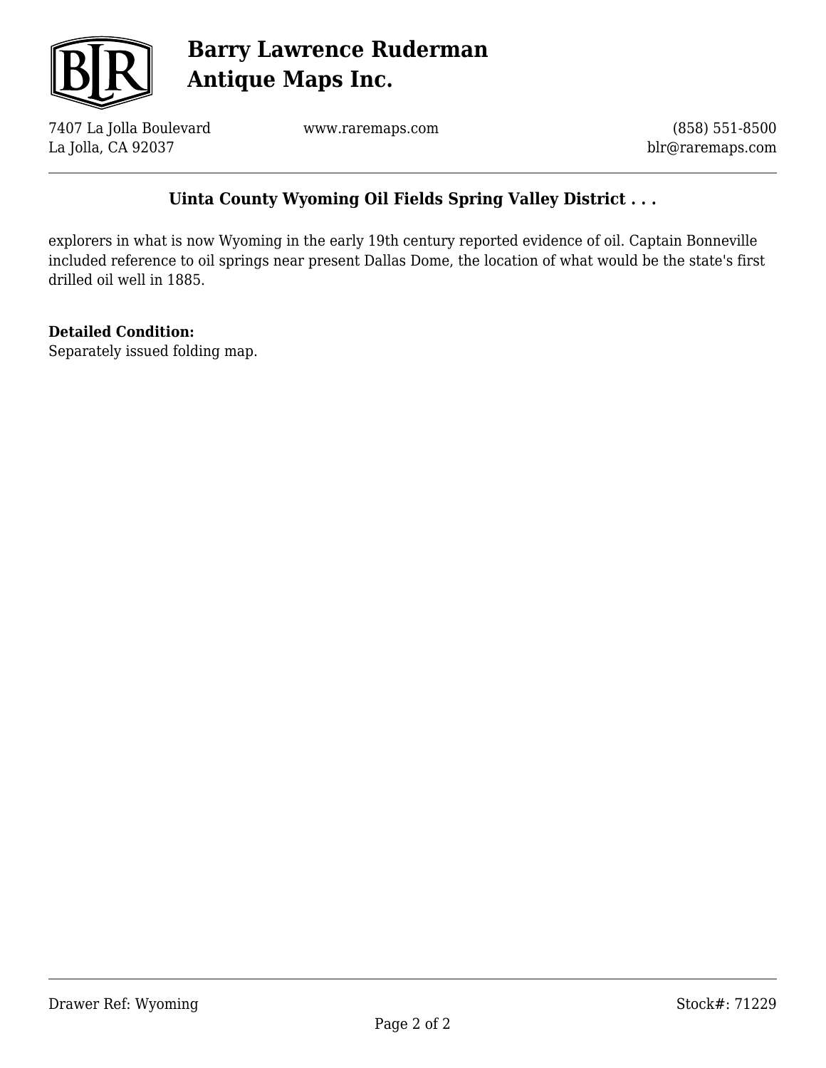explorers in what is now Wyoming in the early 19th century reported evidence of oil. Captain Bonneville included reference to oil springs near present Dallas Dome, the location of what would be the state's first drilled oil well in 1885.

**Detailed Condition:**

Separately issued folding map.